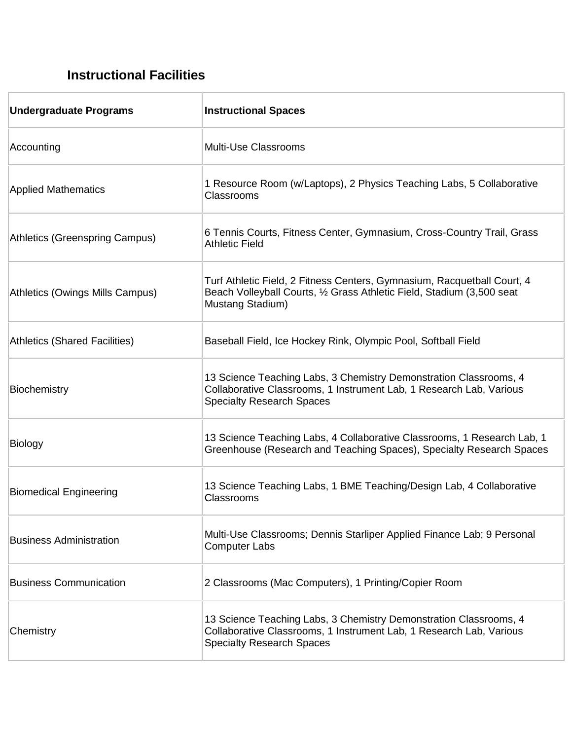## Instructional Facilities

| Undergraduate Programs | Instructional Spaces |
|---|---|
| Accounting | Multi-Use Classrooms |
| Applied Mathematics | 1 Resource Room (w/Laptops), 2 Physics Teaching Labs, 5 Collaborative Classrooms |
| Athletics (Greenspring Campus) | 6 Tennis Courts, Fitness Center, Gymnasium, Cross-Country Trail, Grass Athletic Field |
| Athletics (Owings Mills Campus) | Turf Athletic Field, 2 Fitness Centers, Gymnasium, Racquetball Court, 4 Beach Volleyball Courts, ½ Grass Athletic Field, Stadium (3,500 seat Mustang Stadium) |
| Athletics (Shared Facilities) | Baseball Field, Ice Hockey Rink, Olympic Pool, Softball Field |
| Biochemistry | 13 Science Teaching Labs, 3 Chemistry Demonstration Classrooms, 4 Collaborative Classrooms, 1 Instrument Lab, 1 Research Lab, Various Specialty Research Spaces |
| Biology | 13 Science Teaching Labs, 4 Collaborative Classrooms, 1 Research Lab, 1 Greenhouse (Research and Teaching Spaces), Specialty Research Spaces |
| Biomedical Engineering | 13 Science Teaching Labs, 1 BME Teaching/Design Lab, 4 Collaborative Classrooms |
| Business Administration | Multi-Use Classrooms; Dennis Starliper Applied Finance Lab; 9 Personal Computer Labs |
| Business Communication | 2 Classrooms (Mac Computers), 1 Printing/Copier Room |
| Chemistry | 13 Science Teaching Labs, 3 Chemistry Demonstration Classrooms, 4 Collaborative Classrooms, 1 Instrument Lab, 1 Research Lab, Various Specialty Research Spaces |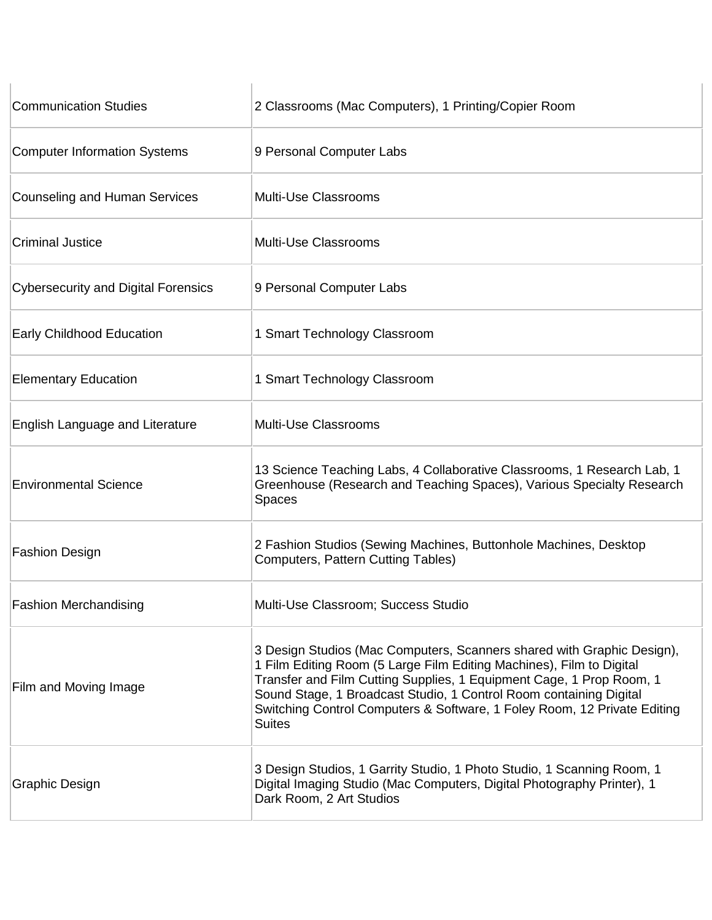| | |
|---|---|
| Communication Studies | 2 Classrooms (Mac Computers), 1 Printing/Copier Room |
| Computer Information Systems | 9 Personal Computer Labs |
| Counseling and Human Services | Multi-Use Classrooms |
| Criminal Justice | Multi-Use Classrooms |
| Cybersecurity and Digital Forensics | 9 Personal Computer Labs |
| Early Childhood Education | 1 Smart Technology Classroom |
| Elementary Education | 1 Smart Technology Classroom |
| English Language and Literature | Multi-Use Classrooms |
| Environmental Science | 13 Science Teaching Labs, 4 Collaborative Classrooms, 1 Research Lab, 1 Greenhouse (Research and Teaching Spaces), Various Specialty Research Spaces |
| Fashion Design | 2 Fashion Studios (Sewing Machines, Buttonhole Machines, Desktop Computers, Pattern Cutting Tables) |
| Fashion Merchandising | Multi-Use Classroom; Success Studio |
| Film and Moving Image | 3 Design Studios (Mac Computers, Scanners shared with Graphic Design), 1 Film Editing Room (5 Large Film Editing Machines), Film to Digital Transfer and Film Cutting Supplies, 1 Equipment Cage, 1 Prop Room, 1 Sound Stage, 1 Broadcast Studio, 1 Control Room containing Digital Switching Control Computers & Software, 1 Foley Room, 12 Private Editing Suites |
| Graphic Design | 3 Design Studios, 1 Garrity Studio, 1 Photo Studio, 1 Scanning Room, 1 Digital Imaging Studio (Mac Computers, Digital Photography Printer), 1 Dark Room, 2 Art Studios |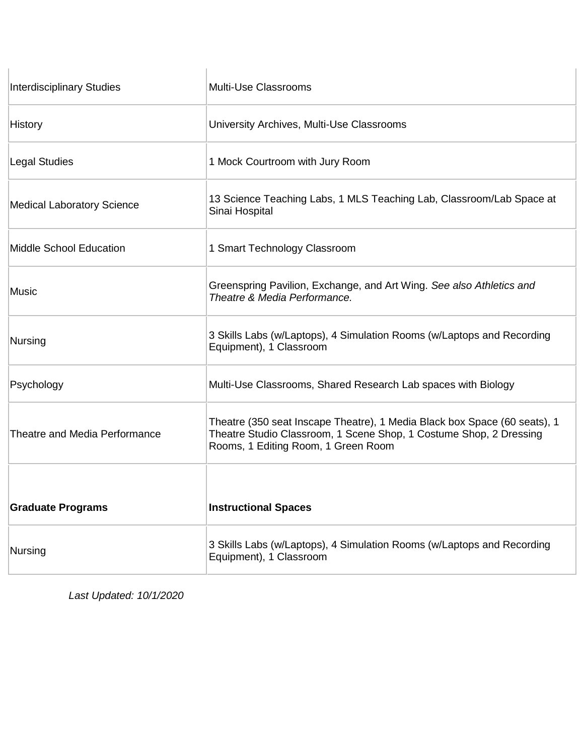| | |
|---|---|
| Interdisciplinary Studies | Multi-Use Classrooms |
| History | University Archives, Multi-Use Classrooms |
| Legal Studies | 1 Mock Courtroom with Jury Room |
| Medical Laboratory Science | 13 Science Teaching Labs, 1 MLS Teaching Lab, Classroom/Lab Space at Sinai Hospital |
| Middle School Education | 1 Smart Technology Classroom |
| Music | Greenspring Pavilion, Exchange, and Art Wing. *See also Athletics and Theatre & Media Performance.* |
| Nursing | 3 Skills Labs (w/Laptops), 4 Simulation Rooms (w/Laptops and Recording Equipment), 1 Classroom |
| Psychology | Multi-Use Classrooms, Shared Research Lab spaces with Biology |
| Theatre and Media Performance | Theatre (350 seat Inscape Theatre), 1 Media Black box Space (60 seats), 1 Theatre Studio Classroom, 1 Scene Shop, 1 Costume Shop, 2 Dressing Rooms, 1 Editing Room, 1 Green Room |
| **Graduate Programs** | **Instructional Spaces** |
| Nursing | 3 Skills Labs (w/Laptops), 4 Simulation Rooms (w/Laptops and Recording Equipment), 1 Classroom |

*Last Updated: 10/1/2020*